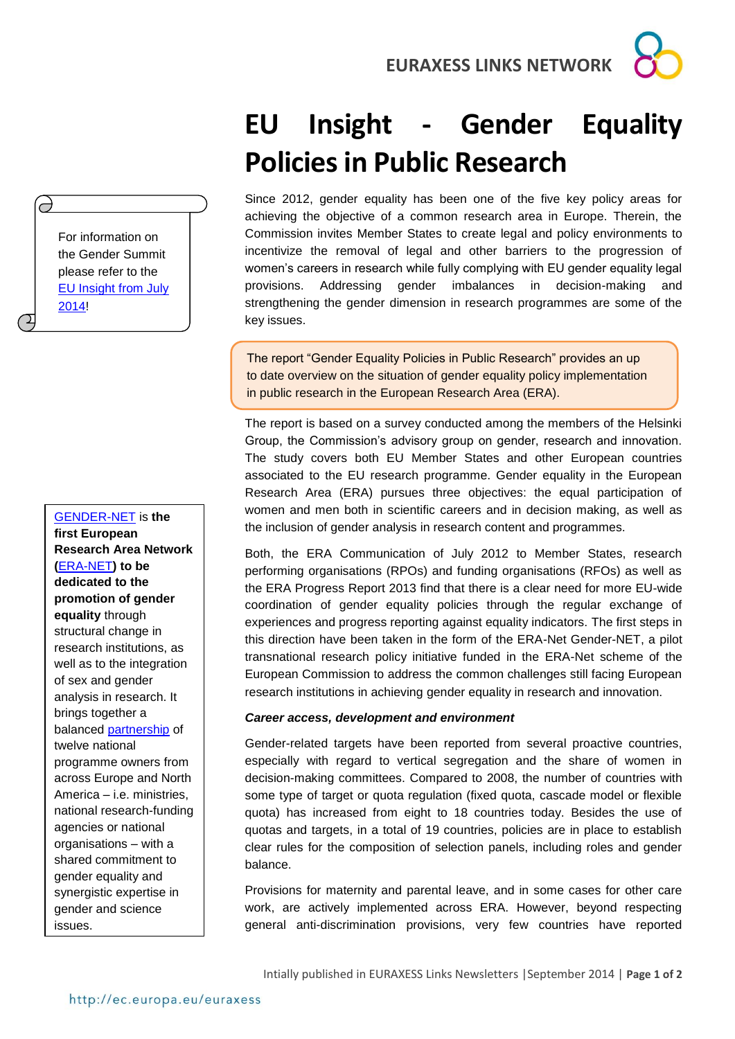# EU Insight - Gender Equality Policies in Public Research

For information on the Gender Summit please refer to the EU Insight from July 2014!

Since 2012, gender equality has been one of the five key policy areas for achieving the objective of a common research area in Europe. Therein, the Commission invites Member States to create legal and policy environments to incentivize the removal of legal and other barriers to the progression of women's careers in research while fully complying with EU gender equality legal provisions. Addressing gender imbalances in decision-making and strengthening the gender dimension in research programmes are some of the key issues.

> The report "Gender Equality Policies in Public Research" provides an up to date overview on the situation of gender equality policy implementation in public research in the European Research Area (ERA).

The report is based on a survey conducted among the members of the Helsinki Group, the Commission's advisory group on gender, research and innovation. The study covers both EU Member States and other European countries associated to the EU research programme. Gender equality in the European Research Area (ERA) pursues three objectives: the equal participation of women and men both in scientific careers and in decision making, as well as the inclusion of gender analysis in research content and programmes.

Both, the ERA Communication of July 2012 to Member States, research performing organisations (RPOs) and funding organisations (RFOs) as well as the ERA Progress Report 2013 find that there is a clear need for more EU-wide coordination of gender equality policies through the regular exchange of experiences and progress reporting against equality indicators. The first steps in this direction have been taken in the form of the ERA-Net Gender-NET, a pilot transnational research policy initiative funded in the ERA-Net scheme of the European Commission to address the common challenges still facing European research institutions in achieving gender equality in research and innovation.

GENDER-NET is **the first European Research Area Network (ERA-NET) to be dedicated to the promotion of gender equality** through structural change in research institutions, as well as to the integration of sex and gender analysis in research. It brings together a balanced partnership of twelve national programme owners from across Europe and North America – i.e. ministries, national research-funding agencies or national organisations – with a shared commitment to gender equality and synergistic expertise in gender and science issues.

***Career access, development and environment***

Gender-related targets have been reported from several proactive countries, especially with regard to vertical segregation and the share of women in decision-making committees. Compared to 2008, the number of countries with some type of target or quota regulation (fixed quota, cascade model or flexible quota) has increased from eight to 18 countries today. Besides the use of quotas and targets, in a total of 19 countries, policies are in place to establish clear rules for the composition of selection panels, including roles and gender balance.

Provisions for maternity and parental leave, and in some cases for other care work, are actively implemented across ERA. However, beyond respecting general anti-discrimination provisions, very few countries have reported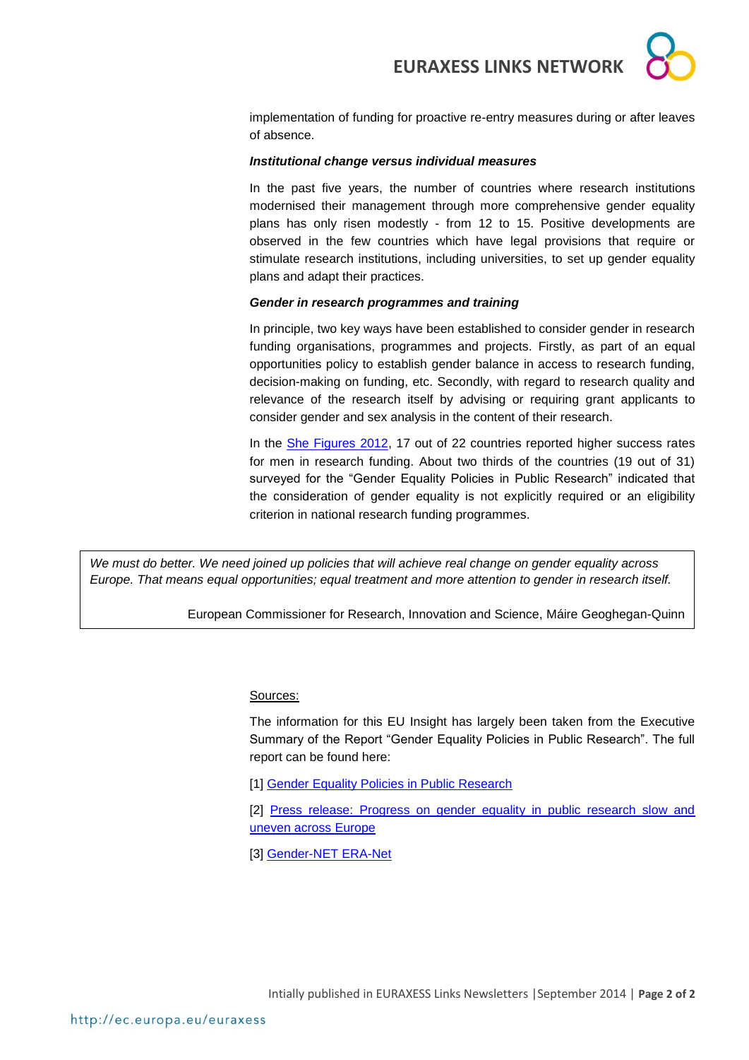implementation of funding for proactive re-entry measures during or after leaves of absence.

***Institutional change versus individual measures***

In the past five years, the number of countries where research institutions modernised their management through more comprehensive gender equality plans has only risen modestly - from 12 to 15. Positive developments are observed in the few countries which have legal provisions that require or stimulate research institutions, including universities, to set up gender equality plans and adapt their practices.

***Gender in research programmes and training***

In principle, two key ways have been established to consider gender in research funding organisations, programmes and projects. Firstly, as part of an equal opportunities policy to establish gender balance in access to research funding, decision-making on funding, etc. Secondly, with regard to research quality and relevance of the research itself by advising or requiring grant applicants to consider gender and sex analysis in the content of their research.

In the She Figures 2012, 17 out of 22 countries reported higher success rates for men in research funding. About two thirds of the countries (19 out of 31) surveyed for the "Gender Equality Policies in Public Research" indicated that the consideration of gender equality is not explicitly required or an eligibility criterion in national research funding programmes.

> *We must do better. We need joined up policies that will achieve real change on gender equality across Europe. That means equal opportunities; equal treatment and more attention to gender in research itself.*
>
> European Commissioner for Research, Innovation and Science, Máire Geoghegan-Quinn

Sources:

The information for this EU Insight has largely been taken from the Executive Summary of the Report "Gender Equality Policies in Public Research". The full report can be found here:

[1] Gender Equality Policies in Public Research

[2] Press release: Progress on gender equality in public research slow and uneven across Europe

[3] Gender-NET ERA-Net

Intially published in EURAXESS Links Newsletters | September 2014